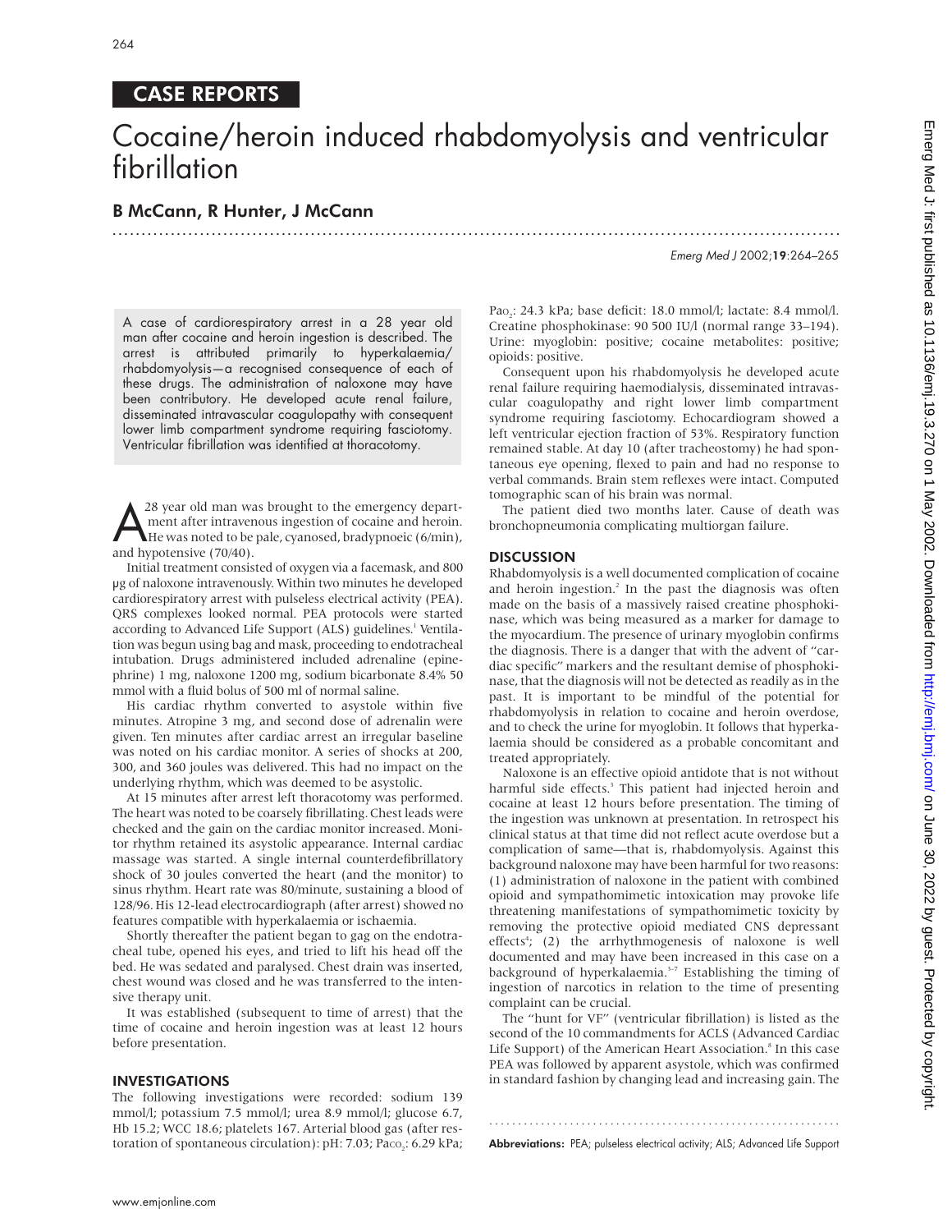CASE REPORTS

# Cocaine/heroin induced rhabdomyolysis and ventricular fibrillation

## B McCann, R Hunter, J McCann

A case of cardiorespiratory arrest in a 28 year old man after cocaine and heroin ingestion is described. The arrest is attributed primarily to hyperkalaemia/rhabdomyolysis—a recognised consequence of each of these drugs. The administration of naloxone may have been contributory. He developed acute renal failure, disseminated intravascular coagulopathy with consequent lower limb compartment syndrome requiring fasciotomy. Ventricular fibrillation was identified at thoracotomy.

A 28 year old man was brought to the emergency department after intravenous ingestion of cocaine and heroin. He was noted to be pale, cyanosed, bradypnoeic (6/min), and hypotensive (70/40).

Initial treatment consisted of oxygen via a facemask, and 800 µg of naloxone intravenously. Within two minutes he developed cardiorespiratory arrest with pulseless electrical activity (PEA). QRS complexes looked normal. PEA protocols were started according to Advanced Life Support (ALS) guidelines.[1] Ventilation was begun using bag and mask, proceeding to endotracheal intubation. Drugs administered included adrenaline (epinephrine) 1 mg, naloxone 1200 mg, sodium bicarbonate 8.4% 50 mmol with a fluid bolus of 500 ml of normal saline.

His cardiac rhythm converted to asystole within five minutes. Atropine 3 mg, and second dose of adrenalin were given. Ten minutes after cardiac arrest an irregular baseline was noted on his cardiac monitor. A series of shocks at 200, 300, and 360 joules was delivered. This had no impact on the underlying rhythm, which was deemed to be asystolic.

At 15 minutes after arrest left thoracotomy was performed. The heart was noted to be coarsely fibrillating. Chest leads were checked and the gain on the cardiac monitor increased. Monitor rhythm retained its asystolic appearance. Internal cardiac massage was started. A single internal counterdefibrillatory shock of 30 joules converted the heart (and the monitor) to sinus rhythm. Heart rate was 80/minute, sustaining a blood of 128/96. His 12-lead electrocardiograph (after arrest) showed no features compatible with hyperkalaemia or ischaemia.

Shortly thereafter the patient began to gag on the endotracheal tube, opened his eyes, and tried to lift his head off the bed. He was sedated and paralysed. Chest drain was inserted, chest wound was closed and he was transferred to the intensive therapy unit.

It was established (subsequent to time of arrest) that the time of cocaine and heroin ingestion was at least 12 hours before presentation.

## INVESTIGATIONS

The following investigations were recorded: sodium 139 mmol/l; potassium 7.5 mmol/l; urea 8.9 mmol/l; glucose 6.7, Hb 15.2; WCC 18.6; platelets 167. Arterial blood gas (after restoration of spontaneous circulation): pH: 7.03; $Paco_2$: 6.29 kPa; $Pao_2$: 24.3 kPa; base deficit: 18.0 mmol/l; lactate: 8.4 mmol/l. Creatine phosphokinase: 90 500 IU/l (normal range 33–194). Urine: myoglobin: positive; cocaine metabolites: positive; opioids: positive.

Consequent upon his rhabdomyolysis he developed acute renal failure requiring haemodialysis, disseminated intravascular coagulopathy and right lower limb compartment syndrome requiring fasciotomy. Echocardiogram showed a left ventricular ejection fraction of 53%. Respiratory function remained stable. At day 10 (after tracheostomy) he had spontaneous eye opening, flexed to pain and had no response to verbal commands. Brain stem reflexes were intact. Computed tomographic scan of his brain was normal.

The patient died two months later. Cause of death was bronchopneumonia complicating multiorgan failure.

## DISCUSSION

Rhabdomyolysis is a well documented complication of cocaine and heroin ingestion.[2] In the past the diagnosis was often made on the basis of a massively raised creatine phosphokinase, which was being measured as a marker for damage to the myocardium. The presence of urinary myoglobin confirms the diagnosis. There is a danger that with the advent of "cardiac specific" markers and the resultant demise of phosphokinase, that the diagnosis will not be detected as readily as in the past. It is important to be mindful of the potential for rhabdomyolysis in relation to cocaine and heroin overdose, and to check the urine for myoglobin. It follows that hyperkalaemia should be considered as a probable concomitant and treated appropriately.

Naloxone is an effective opioid antidote that is not without harmful side effects.[3] This patient had injected heroin and cocaine at least 12 hours before presentation. The timing of the ingestion was unknown at presentation. In retrospect his clinical status at that time did not reflect acute overdose but a complication of same—that is, rhabdomyolysis. Against this background naloxone may have been harmful for two reasons: (1) administration of naloxone in the patient with combined opioid and sympathomimetic intoxication may provoke life threatening manifestations of sympathomimetic toxicity by removing the protective opioid mediated CNS depressant effects[4]; (2) the arrhythmogenesis of naloxone is well documented and may have been increased in this case on a background of hyperkalaemia.[5–7] Establishing the timing of ingestion of narcotics in relation to the time of presenting complaint can be crucial.

The "hunt for VF" (ventricular fibrillation) is listed as the second of the 10 commandments for ACLS (Advanced Cardiac Life Support) of the American Heart Association.[8] In this case PEA was followed by apparent asystole, which was confirmed in standard fashion by changing lead and increasing gain. The

**Abbreviations:** PEA; pulseless electrical activity; ALS; Advanced Life Support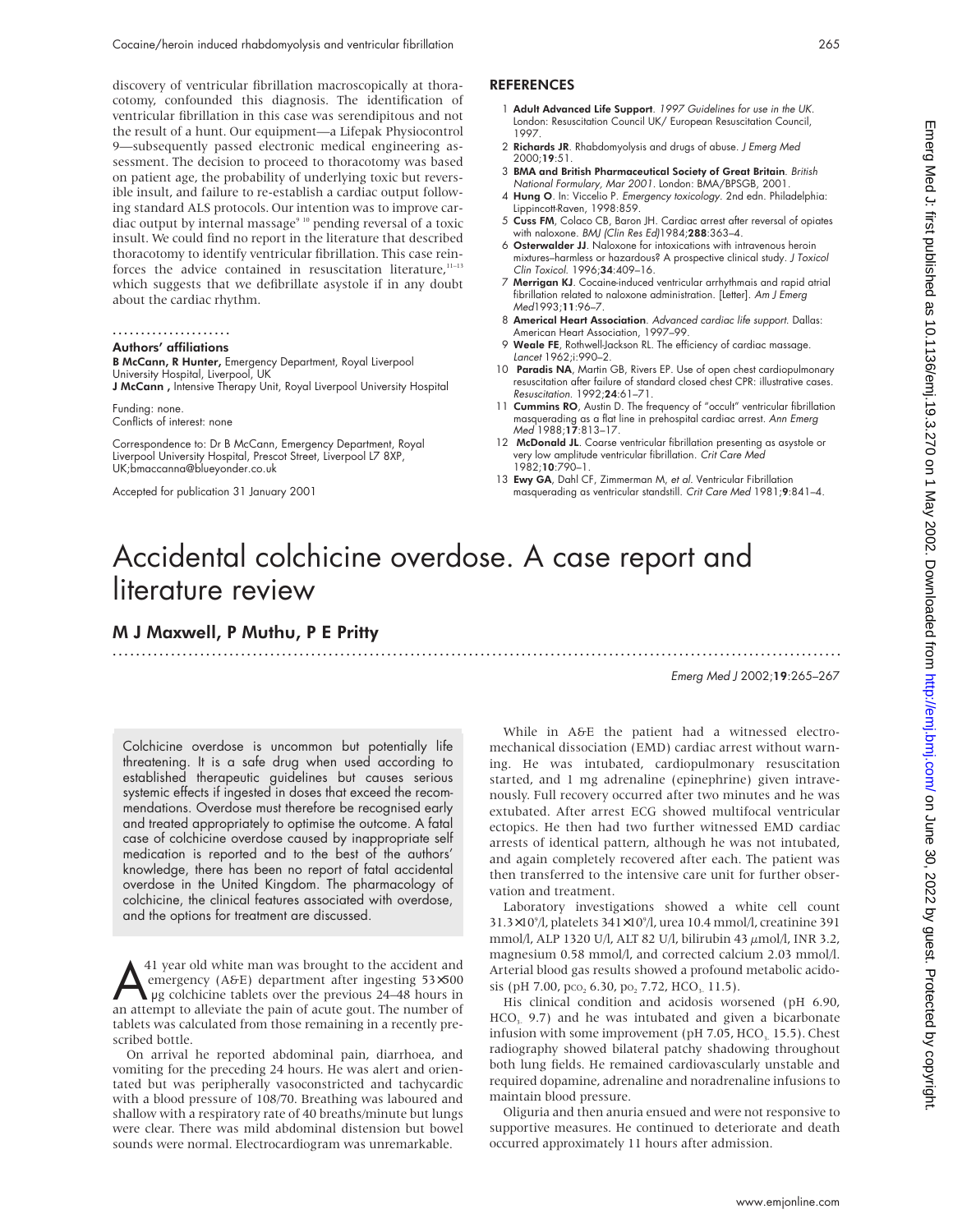discovery of ventricular fibrillation macroscopically at thoracotomy, confounded this diagnosis. The identification of ventricular fibrillation in this case was serendipitous and not the result of a hunt. Our equipment—a Lifepak Physiocontrol 9—subsequently passed electronic medical engineering assessment. The decision to proceed to thoracotomy was based on patient age, the probability of underlying toxic but reversible insult, and failure to re-establish a cardiac output following standard ALS protocols. Our intention was to improve cardiac output by internal massage[9 10] pending reversal of a toxic insult. We could find no report in the literature that described thoracotomy to identify ventricular fibrillation. This case reinforces the advice contained in resuscitation literature,[11–13] which suggests that we defibrillate asystole if in any doubt about the cardiac rhythm.

### Authors' affiliations

**B McCann, R Hunter,** Emergency Department, Royal Liverpool University Hospital, Liverpool, UK
**J McCann ,** Intensive Therapy Unit, Royal Liverpool University Hospital

Funding: none.
Conflicts of interest: none

Correspondence to: Dr B McCann, Emergency Department, Royal Liverpool University Hospital, Prescot Street, Liverpool L7 8XP, UK;bmaccanna@blueyonder.co.uk

Accepted for publication 31 January 2001

## REFERENCES

1. **Adult Advanced Life Support**. *1997 Guidelines for use in the UK*. London: Resuscitation Council UK/ European Resuscitation Council, 1997.
2. **Richards JR**. Rhabdomyolysis and drugs of abuse. *J Emerg Med* 2000;**19**:51.
3. **BMA and British Pharmaceutical Society of Great Britain**. *British National Formulary, Mar 2001*. London: BMA/BPSGB, 2001.
4. **Hung O**. In: Viccelio P. *Emergency toxicology*. 2nd edn. Philadelphia: Lippincott-Raven, 1998:859.
5. **Cuss FM**, Colaco CB, Baron JH. Cardiac arrest after reversal of opiates with naloxone. *BMJ (Clin Res Ed)*1984;**288**:363–4.
6. **Osterwalder JJ**. Naloxone for intoxications with intravenous heroin mixtures–harmless or hazardous? A prospective clinical study. *J Toxicol Clin Toxicol*. 1996;**34**:409–16.
7. **Merrigan KJ**. Cocaine-induced ventricular arrhythmais and rapid atrial fibrillation related to naloxone administration. [Letter]. *Am J Emerg Med*1993;**11**:96–7.
8. **Americal Heart Association**. *Advanced cardiac life support*. Dallas: American Heart Association, 1997–99.
9. **Weale FE**, Rothwell-Jackson RL. The efficiency of cardiac massage. *Lancet* 1962;i:990–2.
10. **Paradis NA**, Martin GB, Rivers EP. Use of open chest cardiopulmonary resuscitation after failure of standard closed chest CPR: illustrative cases. *Resuscitation*. 1992;**24**:61–71.
11. **Cummins RO**, Austin D. The frequency of "occult" ventricular fibrillation masquerading as a flat line in prehospital cardiac arrest. *Ann Emerg Med* 1988;**17**:813–17.
12. **McDonald JL**. Coarse ventricular fibrillation presenting as asystole or very low amplitude ventricular fibrillation. *Crit Care Med* 1982;**10**:790–1.
13. **Ewy GA**, Dahl CF, Zimmerman M, *et al*. Ventricular Fibrillation masquerading as ventricular standstill. *Crit Care Med* 1981;**9**:841–4.

# Accidental colchicine overdose. A case report and literature review

## M J Maxwell, P Muthu, P E Pritty

Colchicine overdose is uncommon but potentially life threatening. It is a safe drug when used according to established therapeutic guidelines but causes serious systemic effects if ingested in doses that exceed the recommendations. Overdose must therefore be recognised early and treated appropriately to optimise the outcome. A fatal case of colchicine overdose caused by inappropriate self medication is reported and to the best of the authors' knowledge, there has been no report of fatal accidental overdose in the United Kingdom. The pharmacology of colchicine, the clinical features associated with overdose, and the options for treatment are discussed.

A 41 year old white man was brought to the accident and emergency (A&E) department after ingesting 53×500 μg colchicine tablets over the previous 24–48 hours in an attempt to alleviate the pain of acute gout. The number of tablets was calculated from those remaining in a recently prescribed bottle.

On arrival he reported abdominal pain, diarrhoea, and vomiting for the preceding 24 hours. He was alert and orientated but was peripherally vasoconstricted and tachycardic with a blood pressure of 108/70. Breathing was laboured and shallow with a respiratory rate of 40 breaths/minute but lungs were clear. There was mild abdominal distension but bowel sounds were normal. Electrocardiogram was unremarkable.

While in A&E the patient had a witnessed electromechanical dissociation (EMD) cardiac arrest without warning. He was intubated, cardiopulmonary resuscitation started, and 1 mg adrenaline (epinephrine) given intravenously. Full recovery occurred after two minutes and he was extubated. After arrest ECG showed multifocal ventricular ectopics. He then had two further witnessed EMD cardiac arrests of identical pattern, although he was not intubated, and again completely recovered after each. The patient was then transferred to the intensive care unit for further observation and treatment.

Laboratory investigations showed a white cell count $31.3\times10^9$/l, platelets $341\times10^9$/l, urea 10.4 mmol/l, creatinine 391 mmol/l, ALP 1320 U/l, ALT 82 U/l, bilirubin 43 μmol/l, INR 3.2, magnesium 0.58 mmol/l, and corrected calcium 2.03 mmol/l. Arterial blood gas results showed a profound metabolic acidosis (pH 7.00, $pco_2$ 6.30, $po_2$ 7.72, $HCO_3^-$ 11.5).

His clinical condition and acidosis worsened (pH 6.90, $HCO_3^-$ 9.7) and he was intubated and given a bicarbonate infusion with some improvement (pH 7.05, $HCO_3^-$ 15.5). Chest radiography showed bilateral patchy shadowing throughout both lung fields. He remained cardiovascularly unstable and required dopamine, adrenaline and noradrenaline infusions to maintain blood pressure.

Oliguria and then anuria ensued and were not responsive to supportive measures. He continued to deteriorate and death occurred approximately 11 hours after admission.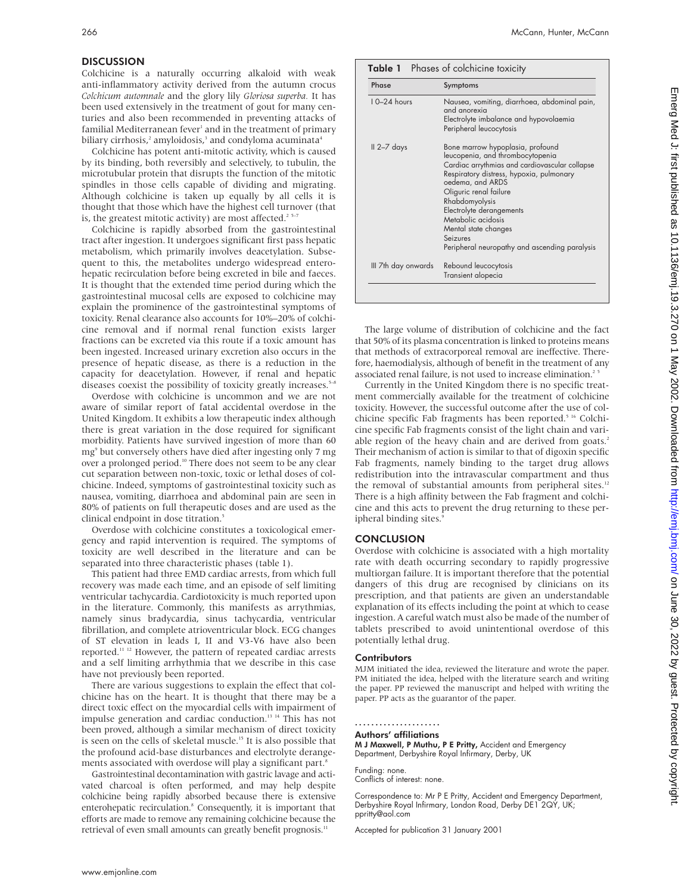## DISCUSSION

Colchicine is a naturally occurring alkaloid with weak anti-inflammatory activity derived from the autumn crocus *Colchicum automnale* and the glory lily *Gloriosa superba*. It has been used extensively in the treatment of gout for many centuries and also been recommended in preventing attacks of familial Mediterranean fever[1] and in the treatment of primary biliary cirrhosis,[2] amyloidosis,[3] and condyloma acuminata[4]

Colchicine has potent anti-mitotic activity, which is caused by its binding, both reversibly and selectively, to tubulin, the microtubular protein that disrupts the function of the mitotic spindles in those cells capable of dividing and migrating. Although colchicine is taken up equally by all cells it is thought that those which have the highest cell turnover (that is, the greatest mitotic activity) are most affected.[2 5–7]

Colchicine is rapidly absorbed from the gastrointestinal tract after ingestion. It undergoes significant first pass hepatic metabolism, which primarily involves deacetylation. Subsequent to this, the metabolites undergo widespread enterohepatic recirculation before being excreted in bile and faeces. It is thought that the extended time period during which the gastrointestinal mucosal cells are exposed to colchicine may explain the prominence of the gastrointestinal symptoms of toxicity. Renal clearance also accounts for 10%–20% of colchicine removal and if normal renal function exists larger fractions can be excreted via this route if a toxic amount has been ingested. Increased urinary excretion also occurs in the presence of hepatic disease, as there is a reduction in the capacity for deacetylation. However, if renal and hepatic diseases coexist the possibility of toxicity greatly increases.[5–8]

Overdose with colchicine is uncommon and we are not aware of similar report of fatal accidental overdose in the United Kingdom. It exhibits a low therapeutic index although there is great variation in the dose required for significant morbidity. Patients have survived ingestion of more than 60 mg[9] but conversely others have died after ingesting only 7 mg over a prolonged period.[10] There does not seem to be any clear cut separation between non-toxic, toxic or lethal doses of colchicine. Indeed, symptoms of gastrointestinal toxicity such as nausea, vomiting, diarrhoea and abdominal pain are seen in 80% of patients on full therapeutic doses and are used as the clinical endpoint in dose titration.[5]

Overdose with colchicine constitutes a toxicological emergency and rapid intervention is required. The symptoms of toxicity are well described in the literature and can be separated into three characteristic phases (table 1).

This patient had three EMD cardiac arrests, from which full recovery was made each time, and an episode of self limiting ventricular tachycardia. Cardiotoxicity is much reported upon in the literature. Commonly, this manifests as arrythmias, namely sinus bradycardia, sinus tachycardia, ventricular fibrillation, and complete atrioventricular block. ECG changes of ST elevation in leads I, II and V3-V6 have also been reported.[11 12] However, the pattern of repeated cardiac arrests and a self limiting arrhythmia that we describe in this case have not previously been reported.

There are various suggestions to explain the effect that colchicine has on the heart. It is thought that there may be a direct toxic effect on the myocardial cells with impairment of impulse generation and cardiac conduction.[13 14] This has not been proved, although a similar mechanism of direct toxicity is seen on the cells of skeletal muscle.[15] It is also possible that the profound acid-base disturbances and electrolyte derangements associated with overdose will play a significant part.[8]

Gastrointestinal decontamination with gastric lavage and activated charcoal is often performed, and may help despite colchicine being rapidly absorbed because there is extensive enterohepatic recirculation.[8] Consequently, it is important that efforts are made to remove any remaining colchicine because the retrieval of even small amounts can greatly benefit prognosis.[11]

**Table 1** Phases of colchicine toxicity

| Phase | Symptoms |
|---|---|
| I 0–24 hours | Nausea, vomiting, diarrhoea, abdominal pain, and anorexia<br>Electrolyte imbalance and hypovolaemia<br>Peripheral leucocytosis |
| II 2–7 days | Bone marrow hypoplasia, profound leucopenia, and thrombocytopenia<br>Cardiac arrythmias and cardiovascular collapse<br>Respiratory distress, hypoxia, pulmonary oedema, and ARDS<br>Oliguric renal failure<br>Rhabdomyolysis<br>Electrolyte derangements<br>Metabolic acidosis<br>Mental state changes<br>Seizures<br>Peripheral neuropathy and ascending paralysis |
| III 7th day onwards | Rebound leucocytosis<br>Transient alopecia |

The large volume of distribution of colchicine and the fact that 50% of its plasma concentration is linked to proteins means that methods of extracorporeal removal are ineffective. Therefore, haemodialysis, although of benefit in the treatment of any associated renal failure, is not used to increase elimination.[2 5]

Currently in the United Kingdom there is no specific treatment commercially available for the treatment of colchicine toxicity. However, the successful outcome after the use of colchicine specific Fab fragments has been reported.[5 16] Colchicine specific Fab fragments consist of the light chain and variable region of the heavy chain and are derived from goats.[2] Their mechanism of action is similar to that of digoxin specific Fab fragments, namely binding to the target drug allows redistribution into the intravascular compartment and thus the removal of substantial amounts from peripheral sites.[12] There is a high affinity between the Fab fragment and colchicine and this acts to prevent the drug returning to these peripheral binding sites.[9]

## CONCLUSION

Overdose with colchicine is associated with a high mortality rate with death occurring secondary to rapidly progressive multiorgan failure. It is important therefore that the potential dangers of this drug are recognised by clinicians on its prescription, and that patients are given an understandable explanation of its effects including the point at which to cease ingestion. A careful watch must also be made of the number of tablets prescribed to avoid unintentional overdose of this potentially lethal drug.

### Contributors

MJM initiated the idea, reviewed the literature and wrote the paper. PM initiated the idea, helped with the literature search and writing the paper. PP reviewed the manuscript and helped with writing the paper. PP acts as the guarantor of the paper.

### Authors' affiliations

**M J Maxwell, P Muthu, P E Pritty,** Accident and Emergency Department, Derbyshire Royal Infirmary, Derby, UK

Funding: none.
Conflicts of interest: none.

Correspondence to: Mr P E Pritty, Accident and Emergency Department, Derbyshire Royal Infirmary, London Road, Derby DE1 2QY, UK; ppritty@aol.com

Accepted for publication 31 January 2001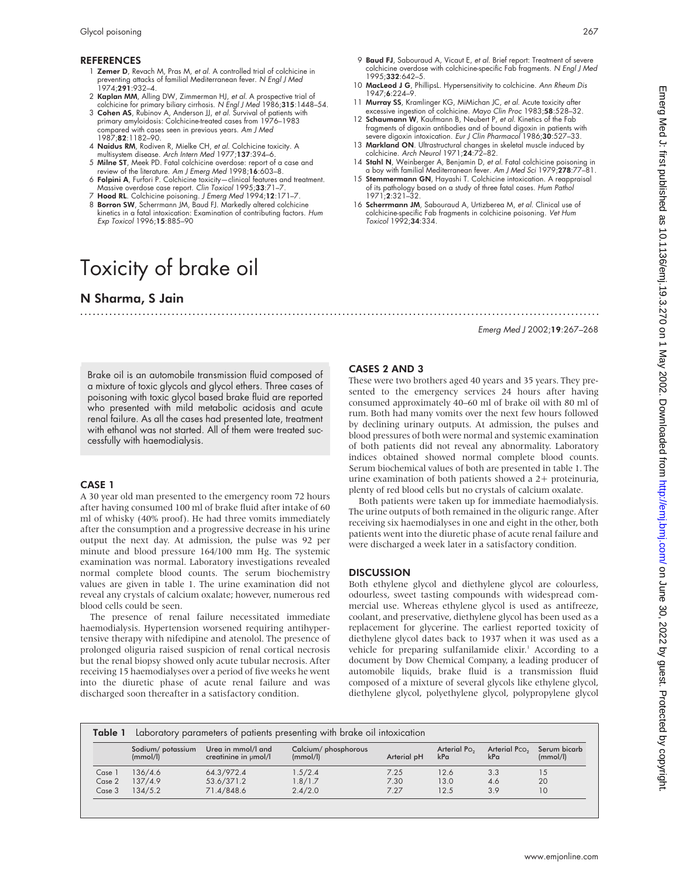## REFERENCES

1. **Zemer D**, Revach M, Pras M, *et al*. A controlled trial of colchicine in preventing attacks of familial Mediterranean fever. *N Engl J Med* 1974;**291**:932–4.
2. **Kaplan MM**, Alling DW, Zimmerman HJ, *et al*. A prospective trial of colchicine for primary biliary cirrhosis. *N Engl J Med* 1986;**315**:1448–54.
3. **Cohen AS**, Rubinov A, Anderson JJ, *et al*. Survival of patients with primary amyloidosis: Colchicine-treated cases from 1976–1983 compared with cases seen in previous years. *Am J Med* 1987;**82**:1182–90.
4. **Naidus RM**, Rodiven R, Mielke CH, *et al*. Colchicine toxicity. A multisystem disease. *Arch Intern Med* 1977;**137**:394–6.
5. **Milne ST**, Meek PD. Fatal colchicine overdose: report of a case and review of the literature. *Am J Emerg Med* 1998;**16**:603–8.
6. **Folpini A**, Furfori P. Colchicine toxicity—clinical features and treatment. Massive overdose case report. *Clin Toxicol* 1995;**33**:71–7.
7. **Hood RL**. Colchicine poisoning. *J Emerg Med* 1994;**12**:171–7.
8. **Borron SW**, Scherrmann JM, Baud FJ. Markedly altered colchicine kinetics in a fatal intoxication: Examination of contributing factors. *Hum Exp Toxicol* 1996;**15**:885–90
9. **Baud FJ**, Sabouraud A, Vicaut E, *et al*. Brief report: Treatment of severe colchicine overdose with colchicine-specific Fab fragments. *N Engl J Med* 1995;**332**:642–5.
10. **MacLeod J G**, PhillipsL. Hypersensitivity to colchicine. *Ann Rheum Dis* 1947;**6**:224–9.
11. **Murray SS**, Kramlinger KG, MiMichan JC, *et al*. Acute toxicity after excessive ingestion of colchicine. *Mayo Clin Proc* 1983;**58**:528–32.
12. **Schaumann W**, Kaufmann B, Neubert P, *et al*. Kinetics of the Fab fragments of digoxin antibodies and of bound digoxin in patients with severe digoxin intoxication. *Eur J Clin Pharmacol* 1986;**30**:527–33.
13. **Markland ON**. Ultrastructural changes in skeletal muscle induced by colchicine. *Arch Neurol* 1971;**24**:72–82.
14. **Stahl N**, Weinberger A, Benjamin D, *et al*. Fatal colchicine poisoning in a boy with familial Mediterranean fever. *Am J Med Sci* 1979;**278**:77–81.
15. **Stemmermann GN**, Hayashi T. Colchicine intoxication. A reappraisal of its pathology based on a study of three fatal cases. *Hum Pathol* 1971;**2**:321–32.
16. **Scherrmann JM**, Sabouraud A, Urtizberea M, *et al*. Clinical use of colchicine-specific Fab fragments in colchicine poisoning. *Vet Hum Toxicol* 1992;**34**:334.

# Toxicity of brake oil

**N Sharma, S Jain**

*Emerg Med J* 2002;**19**:267–268

Brake oil is an automobile transmission fluid composed of a mixture of toxic glycols and glycol ethers. Three cases of poisoning with toxic glycol based brake fluid are reported who presented with mild metabolic acidosis and acute renal failure. As all the cases had presented late, treatment with ethanol was not started. All of them were treated successfully with haemodialysis.

## CASE 1

A 30 year old man presented to the emergency room 72 hours after having consumed 100 ml of brake fluid after intake of 60 ml of whisky (40% proof). He had three vomits immediately after the consumption and a progressive decrease in his urine output the next day. At admission, the pulse was 92 per minute and blood pressure 164/100 mm Hg. The systemic examination was normal. Laboratory investigations revealed normal complete blood counts. The serum biochemistry values are given in table 1. The urine examination did not reveal any crystals of calcium oxalate; however, numerous red blood cells could be seen.

The presence of renal failure necessitated immediate haemodialysis. Hypertension worsened requiring antihypertensive therapy with nifedipine and atenolol. The presence of prolonged oliguria raised suspicion of renal cortical necrosis but the renal biopsy showed only acute tubular necrosis. After receiving 15 haemodialyses over a period of five weeks he went into the diuretic phase of acute renal failure and was discharged soon thereafter in a satisfactory condition.

## CASES 2 AND 3

These were two brothers aged 40 years and 35 years. They presented to the emergency services 24 hours after having consumed approximately 40–60 ml of brake oil with 80 ml of rum. Both had many vomits over the next few hours followed by declining urinary outputs. At admission, the pulses and blood pressures of both were normal and systemic examination of both patients did not reveal any abnormality. Laboratory indices obtained showed normal complete blood counts. Serum biochemical values of both are presented in table 1. The urine examination of both patients showed a 2+ proteinuria, plenty of red blood cells but no crystals of calcium oxalate.

Both patients were taken up for immediate haemodialysis. The urine outputs of both remained in the oliguric range. After receiving six haemodialyses in one and eight in the other, both patients went into the diuretic phase of acute renal failure and were discharged a week later in a satisfactory condition.

## DISCUSSION

Both ethylene glycol and diethylene glycol are colourless, odourless, sweet tasting compounds with widespread commercial use. Whereas ethylene glycol is used as antifreeze, coolant, and preservative, diethylene glycol has been used as a replacement for glycerine. The earliest reported toxicity of diethylene glycol dates back to 1937 when it was used as a vehicle for preparing sulfanilamide elixir.[1] According to a document by Dow Chemical Company, a leading producer of automobile liquids, brake fluid is a transmission fluid composed of a mixture of several glycols like ethylene glycol, diethylene glycol, polyethylene glycol, polypropylene glycol

**Table 1** Laboratory parameters of patients presenting with brake oil intoxication

| | Sodium/ potassium (mmol/l) | Urea in mmol/l and creatinine in μmol/l | Calcium/ phosphorous (mmol/l) | Arterial pH | Arterial $Po_2$ kPa | Arterial $Pco_2$ kPa | Serum bicarb (mmol/l) |
|---|---|---|---|---|---|---|---|
| Case 1 | 136/4.6 | 64.3/972.4 | 1.5/2.4 | 7.25 | 12.6 | 3.3 | 15 |
| Case 2 | 137/4.9 | 53.6/371.2 | 1.8/1.7 | 7.30 | 13.0 | 4.6 | 20 |
| Case 3 | 134/5.2 | 71.4/848.6 | 2.4/2.0 | 7.27 | 12.5 | 3.9 | 10 |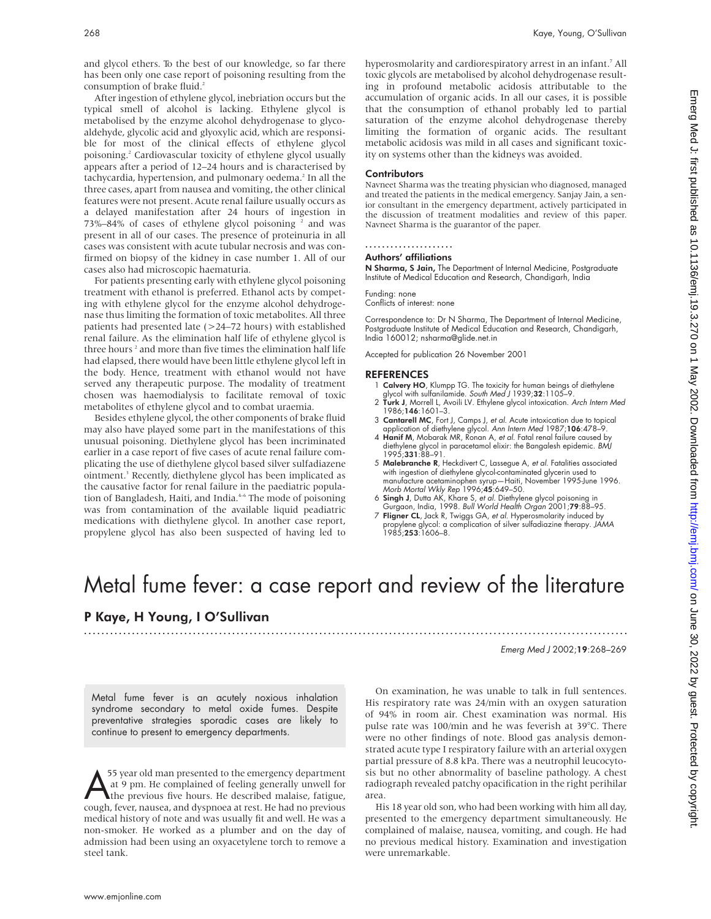and glycol ethers. To the best of our knowledge, so far there has been only one case report of poisoning resulting from the consumption of brake fluid.[2]

After ingestion of ethylene glycol, inebriation occurs but the typical smell of alcohol is lacking. Ethylene glycol is metabolised by the enzyme alcohol dehydrogenase to glycoaldehyde, glycolic acid and glyoxylic acid, which are responsible for most of the clinical effects of ethylene glycol poisoning.[2] Cardiovascular toxicity of ethylene glycol usually appears after a period of 12–24 hours and is characterised by tachycardia, hypertension, and pulmonary oedema.[2] In all the three cases, apart from nausea and vomiting, the other clinical features were not present. Acute renal failure usually occurs as a delayed manifestation after 24 hours of ingestion in 73%–84% of cases of ethylene glycol poisoning [2] and was present in all of our cases. The presence of proteinuria in all cases was consistent with acute tubular necrosis and was confirmed on biopsy of the kidney in case number 1. All of our cases also had microscopic haematuria.

For patients presenting early with ethylene glycol poisoning treatment with ethanol is preferred. Ethanol acts by competing with ethylene glycol for the enzyme alcohol dehydrogenase thus limiting the formation of toxic metabolites. All three patients had presented late (>24–72 hours) with established renal failure. As the elimination half life of ethylene glycol is three hours [2] and more than five times the elimination half life had elapsed, there would have been little ethylene glycol left in the body. Hence, treatment with ethanol would not have served any therapeutic purpose. The modality of treatment chosen was haemodialysis to facilitate removal of toxic metabolites of ethylene glycol and to combat uraemia.

Besides ethylene glycol, the other components of brake fluid may also have played some part in the manifestations of this unusual poisoning. Diethylene glycol has been incriminated earlier in a case report of five cases of acute renal failure complicating the use of diethylene glycol based silver sulfadiazene ointment.[3] Recently, diethylene glycol has been implicated as the causative factor for renal failure in the paediatric population of Bangladesh, Haiti, and India.[4–6] The mode of poisoning was from contamination of the available liquid peadiatric medications with diethylene glycol. In another case report, propylene glycol has also been suspected of having led to hyperosmolarity and cardiorespiratory arrest in an infant.[7] All toxic glycols are metabolised by alcohol dehydrogenase resulting in profound metabolic acidosis attributable to the accumulation of organic acids. In all our cases, it is possible that the consumption of ethanol probably led to partial saturation of the enzyme alcohol dehydrogenase thereby limiting the formation of organic acids. The resultant metabolic acidosis was mild in all cases and significant toxicity on systems other than the kidneys was avoided.

### Contributors

Navneet Sharma was the treating physician who diagnosed, managed and treated the patients in the medical emergency. Sanjay Jain, a senior consultant in the emergency department, actively participated in the discussion of treatment modalities and review of this paper. Navneet Sharma is the guarantor of the paper.

### Authors' affiliations

**N Sharma, S Jain,** The Department of Internal Medicine, Postgraduate Institute of Medical Education and Research, Chandigarh, India

Funding: none
Conflicts of interest: none

Correspondence to: Dr N Sharma, The Department of Internal Medicine, Postgraduate Institute of Medical Education and Research, Chandigarh, India 160012; nsharma@glide.net.in

Accepted for publication 26 November 2001

### REFERENCES

1. **Calvery HO**, Klumpp TG. The toxicity for human beings of diethylene glycol with sulfanilamide. *South Med J* 1939;**32**:1105–9.
2. **Turk J**, Morrell L, Avoili LV. Ethylene glycol intoxication. *Arch Intern Med* 1986;**146**:1601–3.
3. **Cantarell MC**, Fort J, Camps J, *et al*. Acute intoxication due to topical application of diethylene glycol. *Ann Intern Med* 1987;**106**:478–9.
4. **Hanif M**, Mobarak MR, Ronan A, *et al*. Fatal renal failure caused by diethylene glycol in paracetamol elixir: the Bangalesh epidemic. *BMJ* 1995;**331**:88–91.
5. **Malebranche R**, Heckdivert C, Lassegue A, *et al*. Fatalities associated with ingestion of diethylene glycol-contaminated glycerin used to manufacture acetaminophen syrup—Haiti, November 1995-June 1996. *Morb Mortal Wkly Rep* 1996;**45**:649–50.
6. **Singh J**, Dutta AK, Khare S, *et al*. Diethylene glycol poisoning in Gurgaon, India, 1998. *Bull World Health Organ* 2001;**79**:88–95.
7. **Fligner CL**, Jack R, Twiggs GA, *et al*. Hyperosmolarity induced by propylene glycol: a complication of silver sulfadiazine therapy. *JAMA* 1985;**253**:1606–8.

# Metal fume fever: a case report and review of the literature

## P Kaye, H Young, I O'Sullivan

*Emerg Med J* 2002;**19**:268–269

Metal fume fever is an acutely noxious inhalation syndrome secondary to metal oxide fumes. Despite preventative strategies sporadic cases are likely to continue to present to emergency departments.

A 55 year old man presented to the emergency department at 9 pm. He complained of feeling generally unwell for the previous five hours. He described malaise, fatigue, cough, fever, nausea, and dyspnoea at rest. He had no previous medical history of note and was usually fit and well. He was a non-smoker. He worked as a plumber and on the day of admission had been using an oxyacetylene torch to remove a steel tank.

On examination, he was unable to talk in full sentences. His respiratory rate was 24/min with an oxygen saturation of 94% in room air. Chest examination was normal. His pulse rate was 100/min and he was feverish at 39°C. There were no other findings of note. Blood gas analysis demonstrated acute type I respiratory failure with an arterial oxygen partial pressure of 8.8 kPa. There was a neutrophil leucocytosis but no other abnormality of baseline pathology. A chest radiograph revealed patchy opacification in the right perihilar area.

His 18 year old son, who had been working with him all day, presented to the emergency department simultaneously. He complained of malaise, nausea, vomiting, and cough. He had no previous medical history. Examination and investigation were unremarkable.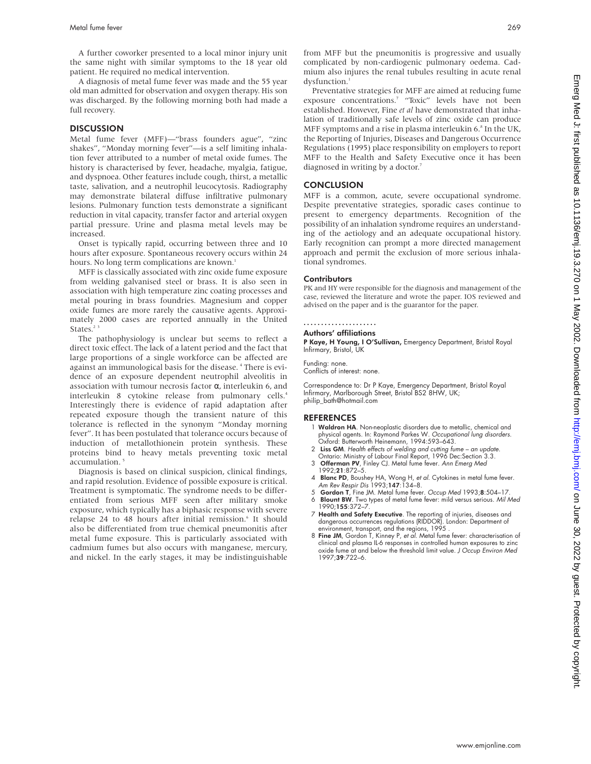A further coworker presented to a local minor injury unit the same night with similar symptoms to the 18 year old patient. He required no medical intervention.

A diagnosis of metal fume fever was made and the 55 year old man admitted for observation and oxygen therapy. His son was discharged. By the following morning both had made a full recovery.

## DISCUSSION

Metal fume fever (MFF)—"brass founders ague", "zinc shakes", "Monday morning fever"—is a self limiting inhalation fever attributed to a number of metal oxide fumes. The history is characterised by fever, headache, myalgia, fatigue, and dyspnoea. Other features include cough, thirst, a metallic taste, salivation, and a neutrophil leucocytosis. Radiography may demonstrate bilateral diffuse infiltrative pulmonary lesions. Pulmonary function tests demonstrate a significant reduction in vital capacity, transfer factor and arterial oxygen partial pressure. Urine and plasma metal levels may be increased.

Onset is typically rapid, occurring between three and 10 hours after exposure. Spontaneous recovery occurs within 24 hours. No long term complications are known.[1]

MFF is classically associated with zinc oxide fume exposure from welding galvanised steel or brass. It is also seen in association with high temperature zinc coating processes and metal pouring in brass foundries. Magnesium and copper oxide fumes are more rarely the causative agents. Approximately 2000 cases are reported annually in the United States.[2 3]

The pathophysiology is unclear but seems to reflect a direct toxic effect. The lack of a latent period and the fact that large proportions of a single workforce can be affected are against an immunological basis for the disease.[4] There is evidence of an exposure dependent neutrophil alveolitis in association with tumour necrosis factor α, interleukin 6, and interleukin 8 cytokine release from pulmonary cells.[4] Interestingly there is evidence of rapid adaptation after repeated exposure though the transient nature of this tolerance is reflected in the synonym "Monday morning fever". It has been postulated that tolerance occurs because of induction of metallothionein protein synthesis. These proteins bind to heavy metals preventing toxic metal accumulation.[5]

Diagnosis is based on clinical suspicion, clinical findings, and rapid resolution. Evidence of possible exposure is critical. Treatment is symptomatic. The syndrome needs to be differentiated from serious MFF seen after military smoke exposure, which typically has a biphasic response with severe relapse 24 to 48 hours after initial remission.[6] It should also be differentiated from true chemical pneumonitis after metal fume exposure. This is particularly associated with cadmium fumes but also occurs with manganese, mercury, and nickel. In the early stages, it may be indistinguishable from MFF but the pneumonitis is progressive and usually complicated by non-cardiogenic pulmonary oedema. Cadmium also injures the renal tubules resulting in acute renal dysfunction.[1]

Preventative strategies for MFF are aimed at reducing fume exposure concentrations.[7] "Toxic" levels have not been established. However, Fine *et al* have demonstrated that inhalation of traditionally safe levels of zinc oxide can produce MFF symptoms and a rise in plasma interleukin 6.[8] In the UK, the Reporting of Injuries, Diseases and Dangerous Occurrence Regulations (1995) place responsibility on employers to report MFF to the Health and Safety Executive once it has been diagnosed in writing by a doctor.[7]

## CONCLUSION

MFF is a common, acute, severe occupational syndrome. Despite preventative strategies, sporadic cases continue to present to emergency departments. Recognition of the possibility of an inhalation syndrome requires an understanding of the aetiology and an adequate occupational history. Early recognition can prompt a more directed management approach and permit the exclusion of more serious inhalational syndromes.

### Contributors

PK and HY were responsible for the diagnosis and management of the case, reviewed the literature and wrote the paper. IOS reviewed and advised on the paper and is the guarantor for the paper.

### Authors' affiliations

**P Kaye, H Young, I O'Sullivan,** Emergency Department, Bristol Royal Infirmary, Bristol, UK

Funding: none.
Conflicts of interest: none.

Correspondence to: Dr P Kaye, Emergency Department, Bristol Royal Infirmary, Marlborough Street, Bristol BS2 8HW, UK; philip_bath@hotmail.com

## REFERENCES

1. **Waldron HA**. Non-neoplastic disorders due to metallic, chemical and physical agents. In: Raymond Parkes W. *Occupational lung disorders*. Oxford: Butterworth Heinemann, 1994:593–643.
2. **Liss GM**. *Health effects of welding and cutting fume – an update*. Ontario: Ministry of Labour Final Report, 1996 Dec:Section 3.3.
3. **Offerman PV**, Finley CJ. Metal fume fever. *Ann Emerg Med* 1992;**21**:872–5.
4. **Blanc PD**, Boushey HA, Wong H, *et al*. Cytokines in metal fume fever. *Am Rev Respir Dis* 1993;**147**:134–8.
5. **Gordon T**, Fine JM. Metal fume fever. *Occup Med* 1993;**8**:504–17.
6. **Blount BW**. Two types of metal fume fever: mild versus serious. *Mil Med* 1990;**155**:372–7.
7. **Health and Safety Executive**. The reporting of injuries, diseases and dangerous occurrences regulations (RIDDOR). London: Department of environment, transport, and the regions, 1995 .
8. **Fine JM**, Gordon T, Kinney P, *et al*. Metal fume fever: characterisation of clinical and plasma IL-6 responses in controlled human exposures to zinc oxide fume at and below the threshold limit value. *J Occup Environ Med* 1997;**39**:722–6.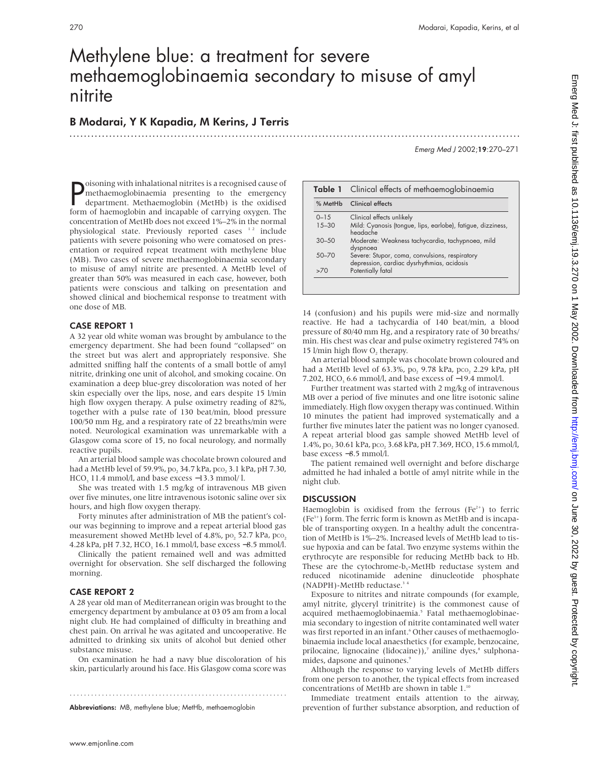# Methylene blue: a treatment for severe methaemoglobinaemia secondary to misuse of amyl nitrite

## B Modarai, Y K Kapadia, M Kerins, J Terris

Poisoning with inhalational nitrites is a recognised cause of methaemoglobinaemia presenting to the emergency department. Methaemoglobin (MetHb) is the oxidised form of haemoglobin and incapable of carrying oxygen. The concentration of MetHb does not exceed 1%–2% in the normal physiological state. Previously reported cases [1,2] include patients with severe poisoning who were comatosed on presentation or required repeat treatment with methylene blue (MB). Two cases of severe methaemoglobinaemia secondary to misuse of amyl nitrite are presented. A MetHb level of greater than 50% was measured in each case, however, both patients were conscious and talking on presentation and showed clinical and biochemical response to treatment with one dose of MB.

### CASE REPORT 1

A 32 year old white woman was brought by ambulance to the emergency department. She had been found "collapsed" on the street but was alert and appropriately responsive. She admitted sniffing half the contents of a small bottle of amyl nitrite, drinking one unit of alcohol, and smoking cocaine. On examination a deep blue-grey discoloration was noted of her skin especially over the lips, nose, and ears despite 15 l/min high flow oxygen therapy. A pulse oximetry reading of 82%, together with a pulse rate of 130 beat/min, blood pressure 100/50 mm Hg, and a respiratory rate of 22 breaths/min were noted. Neurological examination was unremarkable with a Glasgow coma score of 15, no focal neurology, and normally reactive pupils.

An arterial blood sample was chocolate brown coloured and had a MetHb level of 59.9%, $po_2$ 34.7 kPa, $pco_2$ 3.1 kPa, pH 7.30, $HCO_3$ 11.4 mmol/l, and base excess −13.3 mmol/ l.

She was treated with 1.5 mg/kg of intravenous MB given over five minutes, one litre intravenous isotonic saline over six hours, and high flow oxygen therapy.

Forty minutes after administration of MB the patient's colour was beginning to improve and a repeat arterial blood gas measurement showed MetHb level of 4.8%, $po_2$ 52.7 kPa, $pco_2$ 4.28 kPa, pH 7.32, $HCO_3$ 16.1 mmol/l, base excess −8.5 mmol/l.

Clinically the patient remained well and was admitted overnight for observation. She self discharged the following morning.

### CASE REPORT 2

A 28 year old man of Mediterranean origin was brought to the emergency department by ambulance at 03 05 am from a local night club. He had complained of difficulty in breathing and chest pain. On arrival he was agitated and uncooperative. He admitted to drinking six units of alcohol but denied other substance misuse.

On examination he had a navy blue discoloration of his skin, particularly around his face. His Glasgow coma score was 14 (confusion) and his pupils were mid-size and normally reactive. He had a tachycardia of 140 beat/min, a blood pressure of 80/40 mm Hg, and a respiratory rate of 30 breaths/min. His chest was clear and pulse oximetry registered 74% on 15 l/min high flow $O_2$ therapy.

An arterial blood sample was chocolate brown coloured and had a MetHb level of 63.3%, $po_2$ 9.78 kPa, $pco_2$ 2.29 kPa, pH 7.202, $HCO_3$ 6.6 mmol/l, and base excess of −19.4 mmol/l.

Further treatment was started with 2 mg/kg of intravenous MB over a period of five minutes and one litre isotonic saline immediately. High flow oxygen therapy was continued. Within 10 minutes the patient had improved systematically and a further five minutes later the patient was no longer cyanosed. A repeat arterial blood gas sample showed MetHb level of 1.4%, $po_2$ 30.61 kPa, $pco_2$ 3.68 kPa, pH 7.369, $HCO_3$ 15.6 mmol/l, base excess −8.5 mmol/l.

The patient remained well overnight and before discharge admitted he had inhaled a bottle of amyl nitrite while in the night club.

**Table 1** Clinical effects of methaemoglobinaemia

| % MetHb | Clinical effects |
|---|---|
| 0–15 | Clinical effects unlikely |
| 15–30 | Mild: Cyanosis (tongue, lips, earlobe), fatigue, dizziness, headache |
| 30–50 | Moderate: Weakness tachycardia, tachypnoea, mild dyspnoea |
| 50–70 | Severe: Stupor, coma, convulsions, respiratory depression, cardiac dysrhythmias, acidosis |
| >70 | Potentially fatal |

### DISCUSSION

Haemoglobin is oxidised from the ferrous ($Fe^{2+}$) to ferric ($Fe^{3+}$) form. The ferric form is known as MetHb and is incapable of transporting oxygen. In a healthy adult the concentration of MetHb is 1%–2%. Increased levels of MetHb lead to tissue hypoxia and can be fatal. Two enzyme systems within the erythrocyte are responsible for reducing MetHb back to Hb. These are the cytochrome-$b_5$-MetHb reductase system and reduced nicotinamide adenine dinucleotide phosphate (NADPH)-MetHb reductase.[3,4]

Exposure to nitrites and nitrate compounds (for example, amyl nitrite, glyceryl trinitrite) is the commonest cause of acquired methaemoglobinaemia.[5] Fatal methaemoglobinaemia secondary to ingestion of nitrite contaminated well water was first reported in an infant.[6] Other causes of methaemoglobinaemia include local anaesthetics (for example, benzocaine, prilocaine, lignocaine (lidocaine)),[7] aniline dyes,[8] sulphonamides, dapsone and quinones.[9]

Although the response to varying levels of MetHb differs from one person to another, the typical effects from increased concentrations of MetHb are shown in table 1.[10]

Immediate treatment entails attention to the airway, prevention of further substance absorption, and reduction of

**Abbreviations:** MB, methylene blue; MetHb, methaemoglobin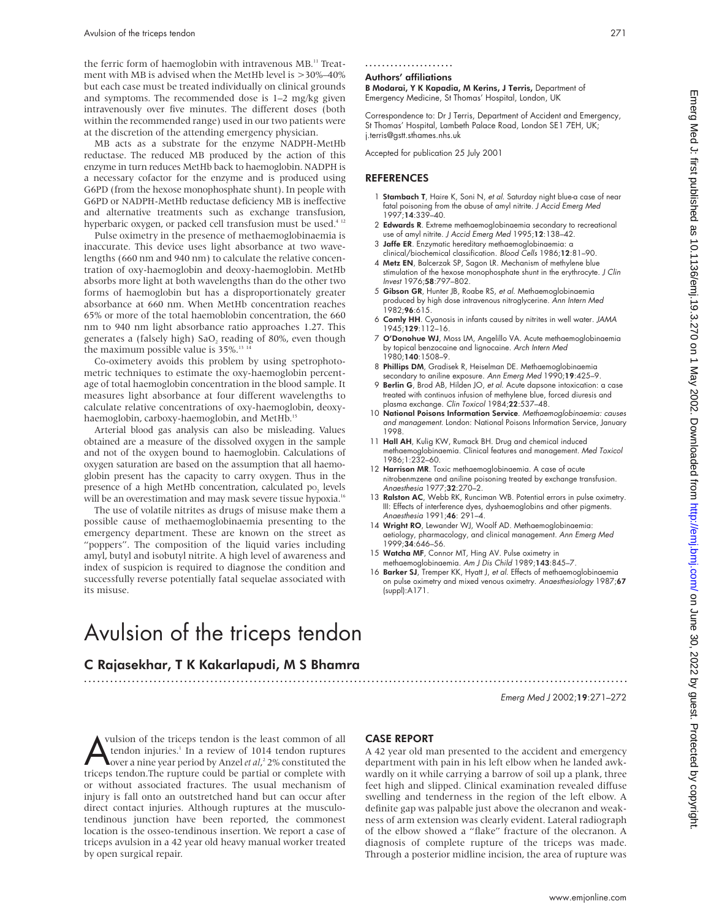the ferric form of haemoglobin with intravenous MB.[11] Treatment with MB is advised when the MetHb level is >30%–40% but each case must be treated individually on clinical grounds and symptoms. The recommended dose is 1–2 mg/kg given intravenously over five minutes. The different doses (both within the recommended range) used in our two patients were at the discretion of the attending emergency physician.

MB acts as a substrate for the enzyme NADPH-MetHb reductase. The reduced MB produced by the action of this enzyme in turn reduces MetHb back to haemoglobin. NADPH is a necessary cofactor for the enzyme and is produced using G6PD (from the hexose monophosphate shunt). In people with G6PD or NADPH-MetHb reductase deficiency MB is ineffective and alternative treatments such as exchange transfusion, hyperbaric oxygen, or packed cell transfusion must be used.[4 12]

Pulse oximetry in the presence of methaemoglobinaemia is inaccurate. This device uses light absorbance at two wavelengths (660 nm and 940 nm) to calculate the relative concentration of oxy-haemoglobin and deoxy-haemoglobin. MetHb absorbs more light at both wavelengths than do the other two forms of haemoglobin but has a disproportionately greater absorbance at 660 nm. When MetHb concentration reaches 65% or more of the total haemoblobin concentration, the 660 nm to 940 nm light absorbance ratio approaches 1.27. This generates a (falsely high) $SaO_2$ reading of 80%, even though the maximum possible value is 35%.[13 14]

Co-oximetery avoids this problem by using spetrophotometric techniques to estimate the oxy-haemoglobin percentage of total haemoglobin concentration in the blood sample. It measures light absorbance at four different wavelengths to calculate relative concentrations of oxy-haemoglobin, deoxyhaemoglobin, carboxy-haemoglobin, and MetHb.[15]

Arterial blood gas analysis can also be misleading. Values obtained are a measure of the dissolved oxygen in the sample and not of the oxygen bound to haemoglobin. Calculations of oxygen saturation are based on the assumption that all haemoglobin present has the capacity to carry oxygen. Thus in the presence of a high MetHb concentration, calculated $po_2$ levels will be an overestimation and may mask severe tissue hypoxia.[16]

The use of volatile nitrites as drugs of misuse make them a possible cause of methaemoglobinaemia presenting to the emergency department. These are known on the street as "poppers". The composition of the liquid varies including amyl, butyl and isobutyl nitrite. A high level of awareness and index of suspicion is required to diagnose the condition and successfully reverse potentially fatal sequelae associated with its misuse.

### Authors' affiliations

**B Modarai, Y K Kapadia, M Kerins, J Terris,** Department of Emergency Medicine, St Thomas' Hospital, London, UK

Correspondence to: Dr J Terris, Department of Accident and Emergency, St Thomas' Hospital, Lambeth Palace Road, London SE1 7EH, UK; j.terris@gstt.sthames.nhs.uk

Accepted for publication 25 July 2001

## REFERENCES

1. **Stambach T**, Haire K, Soni N, *et al.* Saturday night blue-a case of near fatal poisoning from the abuse of amyl nitrite. *J Accid Emerg Med* 1997;**14**:339–40.
2. **Edwards R**. Extreme methaemoglobinaemia secondary to recreational use of amyl nitrite. *J Accid Emerg Med* 1995;**12**:138–42.
3. **Jaffe ER**. Enzymatic hereditary methaemoglobinaemia: a clinical/biochemical classification. *Blood Cells* 1986;**12**:81–90.
4. **Metz EN**, Balcerzak SP, Sagon LR. Mechanism of methylene blue stimulation of the hexose monophosphate shunt in the erythrocyte. *J Clin Invest* 1976;**58**:797–802.
5. **Gibson GR**, Hunter JB, Roabe RS, *et al.* Methaemoglobinaemia produced by high dose intravenous nitroglycerine. *Ann Intern Med* 1982;**96**:615.
6. **Comly HH**. Cyanosis in infants caused by nitrites in well water. *JAMA* 1945;**129**:112–16.
7. **O'Donohue WJ**, Moss LM, Angelillo VA. Acute methaemoglobinaemia by topical benzocaine and lignocaine. *Arch Intern Med* 1980;**140**:1508–9.
8. **Phillips DM**, Gradisek R, Heiselman DE. Methaemoglobinaemia secondary to aniline exposure. *Ann Emerg Med* 1990;**19**:425–9.
9. **Berlin G**, Brod AB, Hilden JO, *et al.* Acute dapsone intoxication: a case treated with continuos infusion of methylene blue, forced diuresis and plasma exchange. *Clin Toxicol* 1984;**22**:537–48.
10. **National Poisons Information Service**. *Methaemoglobinaemia: causes and management.* London: National Poisons Information Service, January 1998.
11. **Hall AH**, Kulig KW, Rumack BH. Drug and chemical induced methaemoglobinaemia. Clinical features and management. *Med Toxicol* 1986;1:232–60.
12. **Harrison MR**. Toxic methaemoglobinaemia. A case of acute nitrobenmzene and aniline poisoning treated by exchange transfusion. *Anaesthesia* 1977;**32**:270–2.
13. **Ralston AC**, Webb RK, Runciman WB. Potential errors in pulse oximetry. III: Effects of interference dyes, dyshaemoglobins and other pigments. *Anaesthesia* 1991;**46**: 291–4.
14. **Wright RO**, Lewander WJ, Woolf AD. Methaemoglobinaemia: aetiology, pharmacology, and clinical management. *Ann Emerg Med* 1999;**34**:646–56.
15. **Watcha MF**, Connor MT, Hing AV. Pulse oximetry in methaemoglobinaemia. *Am J Dis Child* 1989;**143**:845–7.
16. **Barker SJ**, Tremper KK, Hyatt J, *et al.* Effects of methaemoglobinaemia on pulse oximetry and mixed venous oximetry. *Anaesthesiology* 1987;**67** (suppl):A171.

# Avulsion of the triceps tendon

**C Rajasekhar, T K Kakarlapudi, M S Bhamra**

*Emerg Med J* 2002;**19**:271–272

Avulsion of the triceps tendon is the least common of all tendon injuries.[1] In a review of 1014 tendon ruptures over a nine year period by Anzel *et al*,[2] 2% constituted the triceps tendon.The rupture could be partial or complete with or without associated fractures. The usual mechanism of injury is fall onto an outstretched hand but can occur after direct contact injuries. Although ruptures at the musculotendinous junction have been reported, the commonest location is the osseo-tendinous insertion. We report a case of triceps avulsion in a 42 year old heavy manual worker treated by open surgical repair.

## CASE REPORT

A 42 year old man presented to the accident and emergency department with pain in his left elbow when he landed awkwardly on it while carrying a barrow of soil up a plank, three feet high and slipped. Clinical examination revealed diffuse swelling and tenderness in the region of the left elbow. A definite gap was palpable just above the olecranon and weakness of arm extension was clearly evident. Lateral radiograph of the elbow showed a "flake" fracture of the olecranon. A diagnosis of complete rupture of the triceps was made. Through a posterior midline incision, the area of rupture was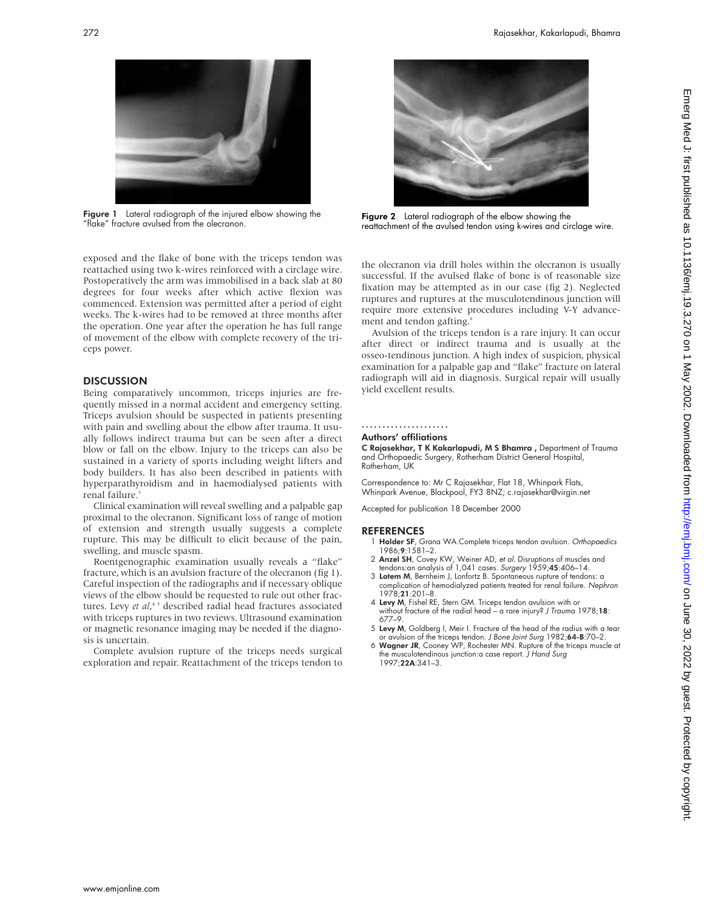Figure 1 Lateral radiograph of the injured elbow showing the "flake" fracture avulsed from the olecranon.

Figure 2 Lateral radiograph of the elbow showing the reattachment of the avulsed tendon using k-wires and circlage wire.

exposed and the flake of bone with the triceps tendon was reattached using two k-wires reinforced with a circlage wire. Postoperatively the arm was immobilised in a back slab at 80 degrees for four weeks after which active flexion was commenced. Extension was permitted after a period of eight weeks. The k-wires had to be removed at three months after the operation. One year after the operation he has full range of movement of the elbow with complete recovery of the triceps power.

## DISCUSSION

Being comparatively uncommon, triceps injuries are frequently missed in a normal accident and emergency setting. Triceps avulsion should be suspected in patients presenting with pain and swelling about the elbow after trauma. It usually follows indirect trauma but can be seen after a direct blow or fall on the elbow. Injury to the triceps can also be sustained in a variety of sports including weight lifters and body builders. It has also been described in patients with hyperparathyroidism and in haemodialysed patients with renal failure.[3]

Clinical examination will reveal swelling and a palpable gap proximal to the olecranon. Significant loss of range of motion of extension and strength usually suggests a complete rupture. This may be difficult to elicit because of the pain, swelling, and muscle spasm.

Roentgenographic examination usually reveals a "flake" fracture, which is an avulsion fracture of the olecranon (fig 1). Careful inspection of the radiographs and if necessary oblique views of the elbow should be requested to rule out other fractures. Levy *et al*,[4 5] described radial head fractures associated with triceps ruptures in two reviews. Ultrasound examination or magnetic resonance imaging may be needed if the diagnosis is uncertain.

Complete avulsion rupture of the triceps needs surgical exploration and repair. Reattachment of the triceps tendon to the olecranon via drill holes within the olecranon is usually successful. If the avulsed flake of bone is of reasonable size fixation may be attempted as in our case (fig 2). Neglected ruptures and ruptures at the musculotendinous junction will require more extensive procedures including V-Y advancement and tendon gafting.[6]

Avulsion of the triceps tendon is a rare injury. It can occur after direct or indirect trauma and is usually at the osseo-tendinous junction. A high index of suspicion, physical examination for a palpable gap and "flake" fracture on lateral radiograph will aid in diagnosis. Surgical repair will usually yield excellent results.

### Authors' affiliations

**C Rajasekhar, T K Kakarlapudi, M S Bhamra ,** Department of Trauma and Orthopaedic Surgery, Rotherham District General Hospital, Rotherham, UK

Correspondence to: Mr C Rajasekhar, Flat 18, Whinpark Flats, Whinpark Avenue, Blackpool, FY3 8NZ; c.rajasekhar@virgin.net

Accepted for publication 18 December 2000

## REFERENCES

1. **Holder SF**, Grana WA.Complete triceps tendon avulsion. *Orthopaedics* 1986;**9**:1581–2.
2. **Anzel SH**, Covey KW, Weiner AD, *et al.* Disruptions of muscles and tendons:an analysis of 1,041 cases. *Surgery* 1959;**45**:406–14.
3. **Lotem M**, Bernheim J, Lonfortz B. Spontaneous rupture of tendons: a complication of hemodialyzed patients treated for renal failure. *Nephron* 1978;**21**:201–8.
4. **Levy M**, Fishel RE, Stern GM. Triceps tendon avulsion with or without fracture of the radial head – a rare injury? *J Trauma* 1978;**18**: 677–9.
5. **Levy M**, Goldberg I, Meir I. Fracture of the head of the radius with a tear or avulsion of the triceps tendon. *J Bone Joint Surg* 1982;**64-B**:70–2.
6. **Wagner JR**, Cooney WP, Rochester MN. Rupture of the triceps muscle at the musculotendinous junction:a case report. *J Hand Surg* 1997;**22A**:341–3.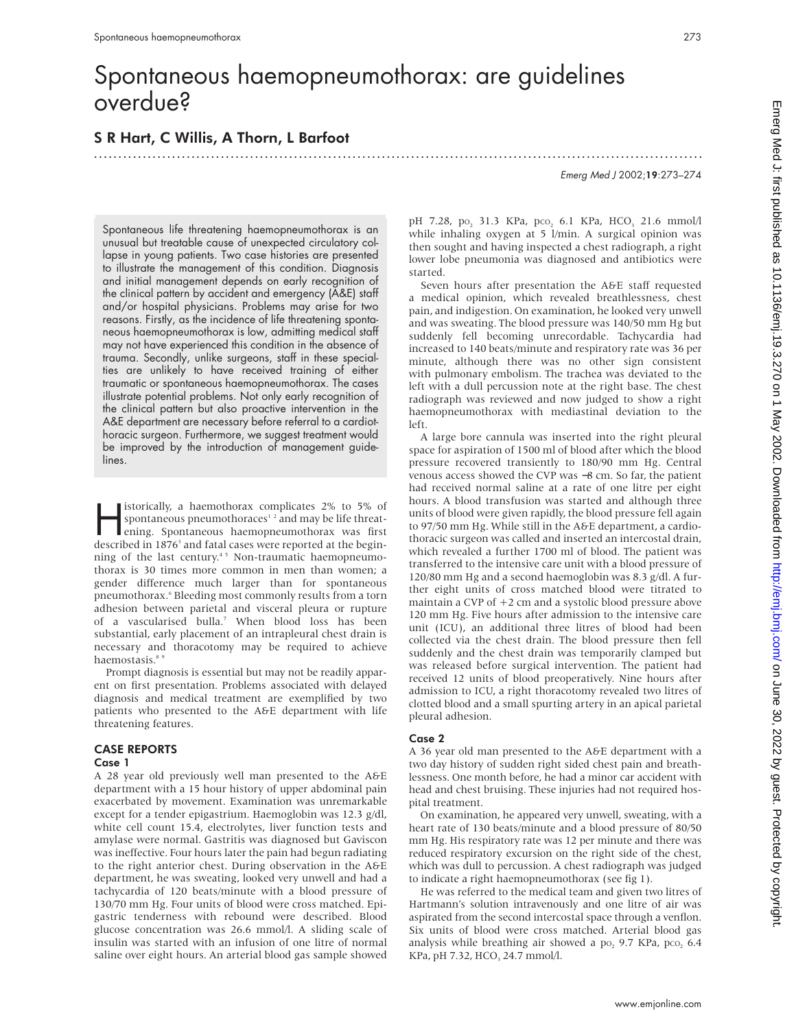# Spontaneous haemopneumothorax: are guidelines overdue?

## S R Hart, C Willis, A Thorn, L Barfoot

Emerg Med J 2002;19:273–274

Spontaneous life threatening haemopneumothorax is an unusual but treatable cause of unexpected circulatory collapse in young patients. Two case histories are presented to illustrate the management of this condition. Diagnosis and initial management depends on early recognition of the clinical pattern by accident and emergency (A&E) staff and/or hospital physicians. Problems may arise for two reasons. Firstly, as the incidence of life threatening spontaneous haemopneumothorax is low, admitting medical staff may not have experienced this condition in the absence of trauma. Secondly, unlike surgeons, staff in these specialties are unlikely to have received training of either traumatic or spontaneous haemopneumothorax. The cases illustrate potential problems. Not only early recognition of the clinical pattern but also proactive intervention in the A&E department are necessary before referral to a cardiothoracic surgeon. Furthermore, we suggest treatment would be improved by the introduction of management guidelines.

Historically, a haemothorax complicates 2% to 5% of spontaneous pneumothoraces[1 2] and may be life threatening. Spontaneous haemopneumothorax was first described in 1876[3] and fatal cases were reported at the beginning of the last century.[4 5] Non-traumatic haemopneumothorax is 30 times more common in men than women; a gender difference much larger than for spontaneous pneumothorax.[6] Bleeding most commonly results from a torn adhesion between parietal and visceral pleura or rupture of a vascularised bulla.[7] When blood loss has been substantial, early placement of an intrapleural chest drain is necessary and thoracotomy may be required to achieve haemostasis.[8 9]

Prompt diagnosis is essential but may not be readily apparent on first presentation. Problems associated with delayed diagnosis and medical treatment are exemplified by two patients who presented to the A&E department with life threatening features.

## CASE REPORTS

### Case 1

A 28 year old previously well man presented to the A&E department with a 15 hour history of upper abdominal pain exacerbated by movement. Examination was unremarkable except for a tender epigastrium. Haemoglobin was 12.3 g/dl, white cell count 15.4, electrolytes, liver function tests and amylase were normal. Gastritis was diagnosed but Gaviscon was ineffective. Four hours later the pain had begun radiating to the right anterior chest. During observation in the A&E department, he was sweating, looked very unwell and had a tachycardia of 120 beats/minute with a blood pressure of 130/70 mm Hg. Four units of blood were cross matched. Epigastric tenderness with rebound were described. Blood glucose concentration was 26.6 mmol/l. A sliding scale of insulin was started with an infusion of one litre of normal saline over eight hours. An arterial blood gas sample showed pH 7.28, $p_{O_2}$ 31.3 KPa, $p_{CO_2}$ 6.1 KPa, $HCO_3$ 21.6 mmol/l while inhaling oxygen at 5 l/min. A surgical opinion was then sought and having inspected a chest radiograph, a right lower lobe pneumonia was diagnosed and antibiotics were started.

Seven hours after presentation the A&E staff requested a medical opinion, which revealed breathlessness, chest pain, and indigestion. On examination, he looked very unwell and was sweating. The blood pressure was 140/50 mm Hg but suddenly fell becoming unrecordable. Tachycardia had increased to 140 beats/minute and respiratory rate was 36 per minute, although there was no other sign consistent with pulmonary embolism. The trachea was deviated to the left with a dull percussion note at the right base. The chest radiograph was reviewed and now judged to show a right haemopneumothorax with mediastinal deviation to the left.

A large bore cannula was inserted into the right pleural space for aspiration of 1500 ml of blood after which the blood pressure recovered transiently to 180/90 mm Hg. Central venous access showed the CVP was −8 cm. So far, the patient had received normal saline at a rate of one litre per eight hours. A blood transfusion was started and although three units of blood were given rapidly, the blood pressure fell again to 97/50 mm Hg. While still in the A&E department, a cardiothoracic surgeon was called and inserted an intercostal drain, which revealed a further 1700 ml of blood. The patient was transferred to the intensive care unit with a blood pressure of 120/80 mm Hg and a second haemoglobin was 8.3 g/dl. A further eight units of cross matched blood were titrated to maintain a CVP of +2 cm and a systolic blood pressure above 120 mm Hg. Five hours after admission to the intensive care unit (ICU), an additional three litres of blood had been collected via the chest drain. The blood pressure then fell suddenly and the chest drain was temporarily clamped but was released before surgical intervention. The patient had received 12 units of blood preoperatively. Nine hours after admission to ICU, a right thoracotomy revealed two litres of clotted blood and a small spurting artery in an apical parietal pleural adhesion.

### Case 2

A 36 year old man presented to the A&E department with a two day history of sudden right sided chest pain and breathlessness. One month before, he had a minor car accident with head and chest bruising. These injuries had not required hospital treatment.

On examination, he appeared very unwell, sweating, with a heart rate of 130 beats/minute and a blood pressure of 80/50 mm Hg. His respiratory rate was 12 per minute and there was reduced respiratory excursion on the right side of the chest, which was dull to percussion. A chest radiograph was judged to indicate a right haemopneumothorax (see fig 1).

He was referred to the medical team and given two litres of Hartmann's solution intravenously and one litre of air was aspirated from the second intercostal space through a venflon. Six units of blood were cross matched. Arterial blood gas analysis while breathing air showed a $p_{O_2}$ 9.7 KPa, $p_{CO_2}$ 6.4 KPa, pH 7.32, $HCO_3$ 24.7 mmol/l.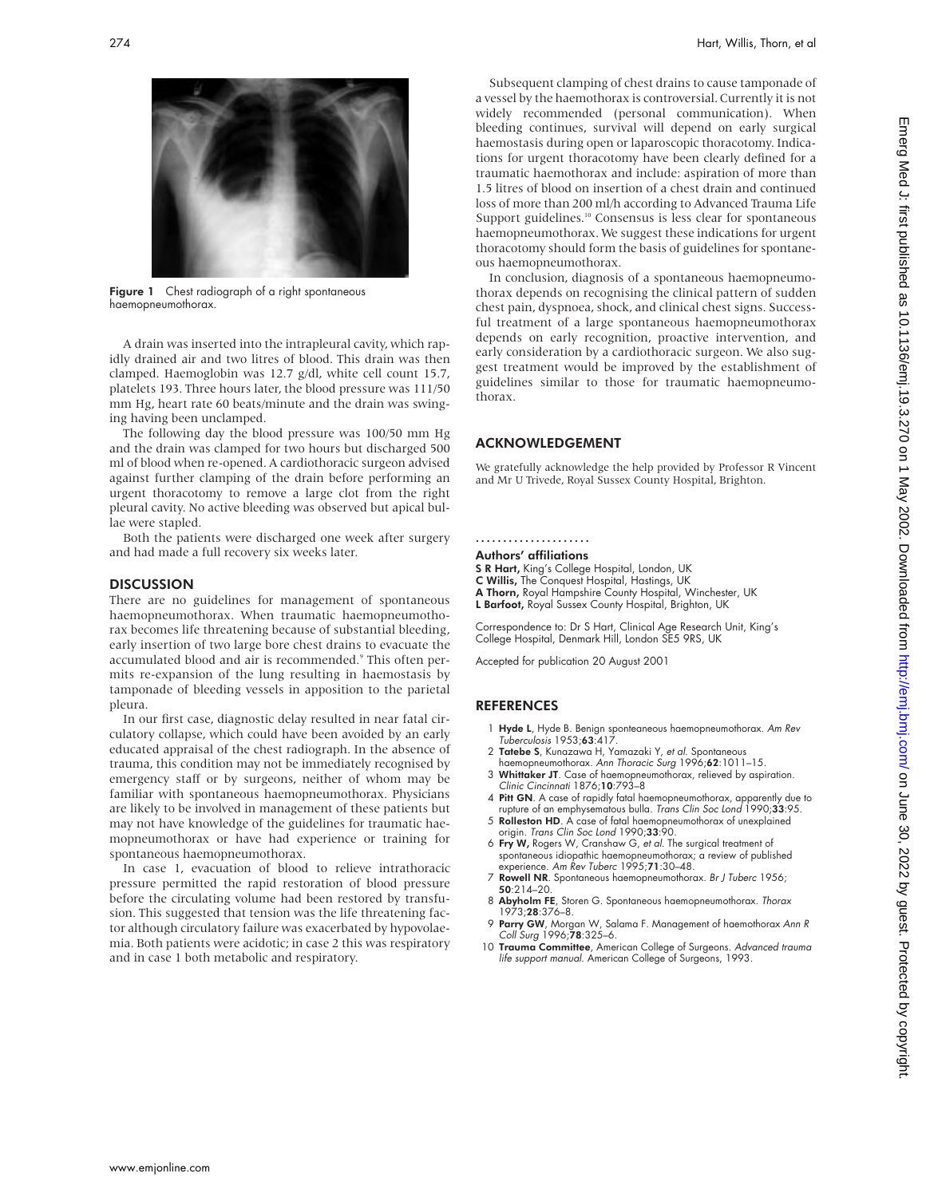Figure 1 Chest radiograph of a right spontaneous haemopneumothorax.

A drain was inserted into the intrapleural cavity, which rapidly drained air and two litres of blood. This drain was then clamped. Haemoglobin was 12.7 g/dl, white cell count 15.7, platelets 193. Three hours later, the blood pressure was 111/50 mm Hg, heart rate 60 beats/minute and the drain was swinging having been unclamped.

The following day the blood pressure was 100/50 mm Hg and the drain was clamped for two hours but discharged 500 ml of blood when re-opened. A cardiothoracic surgeon advised against further clamping of the drain before performing an urgent thoracotomy to remove a large clot from the right pleural cavity. No active bleeding was observed but apical bullae were stapled.

Both the patients were discharged one week after surgery and had made a full recovery six weeks later.

## DISCUSSION

There are no guidelines for management of spontaneous haemopneumothorax. When traumatic haemopneumothorax becomes life threatening because of substantial bleeding, early insertion of two large bore chest drains to evacuate the accumulated blood and air is recommended.[9] This often permits re-expansion of the lung resulting in haemostasis by tamponade of bleeding vessels in apposition to the parietal pleura.

In our first case, diagnostic delay resulted in near fatal circulatory collapse, which could have been avoided by an early educated appraisal of the chest radiograph. In the absence of trauma, this condition may not be immediately recognised by emergency staff or by surgeons, neither of whom may be familiar with spontaneous haemopneumothorax. Physicians are likely to be involved in management of these patients but may not have knowledge of the guidelines for traumatic haemopneumothorax or have had experience or training for spontaneous haemopneumothorax.

In case 1, evacuation of blood to relieve intrathoracic pressure permitted the rapid restoration of blood pressure before the circulating volume had been restored by transfusion. This suggested that tension was the life threatening factor although circulatory failure was exacerbated by hypovolaemia. Both patients were acidotic; in case 2 this was respiratory and in case 1 both metabolic and respiratory.

Subsequent clamping of chest drains to cause tamponade of a vessel by the haemothorax is controversial. Currently it is not widely recommended (personal communication). When bleeding continues, survival will depend on early surgical haemostasis during open or laparoscopic thoracotomy. Indications for urgent thoracotomy have been clearly defined for a traumatic haemothorax and include: aspiration of more than 1.5 litres of blood on insertion of a chest drain and continued loss of more than 200 ml/h according to Advanced Trauma Life Support guidelines.[10] Consensus is less clear for spontaneous haemopneumothorax. We suggest these indications for urgent thoracotomy should form the basis of guidelines for spontaneous haemopneumothorax.

In conclusion, diagnosis of a spontaneous haemopneumothorax depends on recognising the clinical pattern of sudden chest pain, dyspnoea, shock, and clinical chest signs. Successful treatment of a large spontaneous haemopneumothorax depends on early recognition, proactive intervention, and early consideration by a cardiothoracic surgeon. We also suggest treatment would be improved by the establishment of guidelines similar to those for traumatic haemopneumothorax.

## ACKNOWLEDGEMENT

We gratefully acknowledge the help provided by Professor R Vincent and Mr U Trivede, Royal Sussex County Hospital, Brighton.

### Authors' affiliations

**S R Hart,** King's College Hospital, London, UK
**C Willis,** The Conquest Hospital, Hastings, UK
**A Thorn,** Royal Hampshire County Hospital, Winchester, UK
**L Barfoot,** Royal Sussex County Hospital, Brighton, UK

Correspondence to: Dr S Hart, Clinical Age Research Unit, King's College Hospital, Denmark Hill, London SE5 9RS, UK

Accepted for publication 20 August 2001

## REFERENCES

1. **Hyde L**, Hyde B. Benign sponteaneous haemopneumothorax. *Am Rev Tuberculosis* 1953;**63**:417.
2. **Tatebe S**, Kunazawa H, Yamazaki Y, *et al*. Spontaneous haemopneumothorax. *Ann Thoracic Surg* 1996;**62**:1011–15.
3. **Whittaker JT**. Case of haemopneumothorax, relieved by aspiration. *Clinic Cincinnati* 1876;**10**:793–8
4. **Pitt GN**. A case of rapidly fatal haemopneumothorax, apparently due to rupture of an emphysematous bulla. *Trans Clin Soc Lond* 1990;**33**:95.
5. **Rolleston HD**. A case of fatal haemopneumothorax of unexplained origin. *Trans Clin Soc Lond* 1990;**33**:90.
6. **Fry W,** Rogers W, Cranshaw G, *et al*. The surgical treatment of spontaneous idiopathic haemopneumothorax; a review of published experience. *Am Rev Tuberc* 1995;**71**:30–48.
7. **Rowell NR**. Spontaneous haemopneumothorax. *Br J Tuberc* 1956; **50**:214–20.
8. **Abyholm FE**, Storen G. Spontaneous haemopneumothorax. *Thorax* 1973;**28**:376–8.
9. **Parry GW**, Morgan W, Salama F. Management of haemothorax *Ann R Coll Surg* 1996;**78**:325–6.
10. **Trauma Committee**, American College of Surgeons. *Advanced trauma life support manual.* American College of Surgeons, 1993.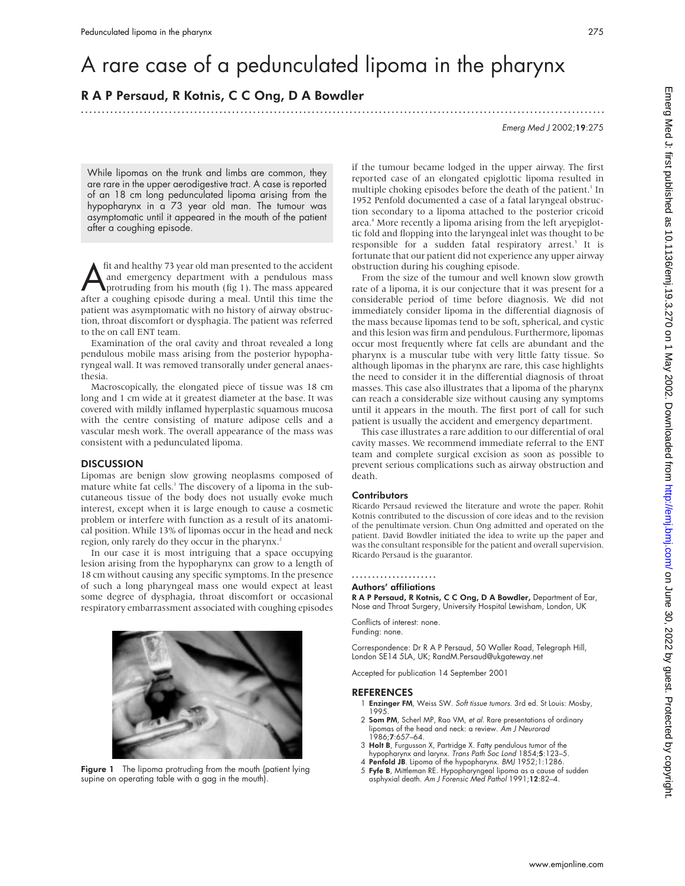# A rare case of a pedunculated lipoma in the pharynx

**R A P Persaud, R Kotnis, C C Ong, D A Bowdler**

*Emerg Med J* 2002;**19**:275

While lipomas on the trunk and limbs are common, they are rare in the upper aerodigestive tract. A case is reported of an 18 cm long pedunculated lipoma arising from the hypopharynx in a 73 year old man. The tumour was asymptomatic until it appeared in the mouth of the patient after a coughing episode.

A fit and healthy 73 year old man presented to the accident and emergency department with a pendulous mass protruding from his mouth (fig 1). The mass appeared after a coughing episode during a meal. Until this time the patient was asymptomatic with no history of airway obstruction, throat discomfort or dysphagia. The patient was referred to the on call ENT team.

Examination of the oral cavity and throat revealed a long pendulous mobile mass arising from the posterior hypopharyngeal wall. It was removed transorally under general anaesthesia.

Macroscopically, the elongated piece of tissue was 18 cm long and 1 cm wide at it greatest diameter at the base. It was covered with mildly inflamed hyperplastic squamous mucosa with the centre consisting of mature adipose cells and a vascular mesh work. The overall appearance of the mass was consistent with a pedunculated lipoma.

## DISCUSSION

Lipomas are benign slow growing neoplasms composed of mature white fat cells.[1] The discovery of a lipoma in the subcutaneous tissue of the body does not usually evoke much interest, except when it is large enough to cause a cosmetic problem or interfere with function as a result of its anatomical position. While 13% of lipomas occur in the head and neck region, only rarely do they occur in the pharynx.[2]

In our case it is most intriguing that a space occupying lesion arising from the hypopharynx can grow to a length of 18 cm without causing any specific symptoms. In the presence of such a long pharyngeal mass one would expect at least some degree of dysphagia, throat discomfort or occasional respiratory embarrassment associated with coughing episodes if the tumour became lodged in the upper airway. The first reported case of an elongated epiglottic lipoma resulted in multiple choking episodes before the death of the patient.[3] In 1952 Penfold documented a case of a fatal laryngeal obstruction secondary to a lipoma attached to the posterior cricoid area.[4] More recently a lipoma arising from the left aryepiglottic fold and flopping into the laryngeal inlet was thought to be responsible for a sudden fatal respiratory arrest.[5] It is fortunate that our patient did not experience any upper airway obstruction during his coughing episode.

From the size of the tumour and well known slow growth rate of a lipoma, it is our conjecture that it was present for a considerable period of time before diagnosis. We did not immediately consider lipoma in the differential diagnosis of the mass because lipomas tend to be soft, spherical, and cystic and this lesion was firm and pendulous. Furthermore, lipomas occur most frequently where fat cells are abundant and the pharynx is a muscular tube with very little fatty tissue. So although lipomas in the pharynx are rare, this case highlights the need to consider it in the differential diagnosis of throat masses. This case also illustrates that a lipoma of the pharynx can reach a considerable size without causing any symptoms until it appears in the mouth. The first port of call for such patient is usually the accident and emergency department.

This case illustrates a rare addition to our differential of oral cavity masses. We recommend immediate referral to the ENT team and complete surgical excision as soon as possible to prevent serious complications such as airway obstruction and death.

Figure 1 The lipoma protruding from the mouth (patient lying supine on operating table with a gag in the mouth).

### Contributors

Ricardo Persaud reviewed the literature and wrote the paper. Rohit Kotnis contributed to the discussion of core ideas and to the revision of the penultimate version. Chun Ong admitted and operated on the patient. David Bowdler initiated the idea to write up the paper and was the consultant responsible for the patient and overall supervision. Ricardo Persaud is the guarantor.

### Authors' affiliations

**R A P Persaud, R Kotnis, C C Ong, D A Bowdler,** Department of Ear, Nose and Throat Surgery, University Hospital Lewisham, London, UK

Conflicts of interest: none.
Funding: none.

Correspondence: Dr R A P Persaud, 50 Waller Road, Telegraph Hill, London SE14 5LA, UK; RandM.Persaud@ukgateway.net

Accepted for publication 14 September 2001

## REFERENCES

1. **Enzinger FM**, Weiss SW. *Soft tissue tumors*. 3rd ed. St Louis: Mosby, 1995.
2. **Som PM**, Scherl MP, Rao VM, *et al*. Rare presentations of ordinary lipomas of the head and neck: a review. *Am J Neurorad* 1986;**7**:657–64.
3. **Holt B**, Furgusson X, Partridge X. Fatty pendulous tumor of the hypopharynx and larynx. *Trans Path Soc Lond* 1854;**5**:123–5.
4. **Penfold JB**. Lipoma of the hypopharynx. *BMJ* 1952;1:1286.
5. **Fyfe B**, Mittleman RE. Hypopharyngeal lipoma as a cause of sudden asphyxial death. *Am J Forensic Med Pathol* 1991;**12**:82–4.